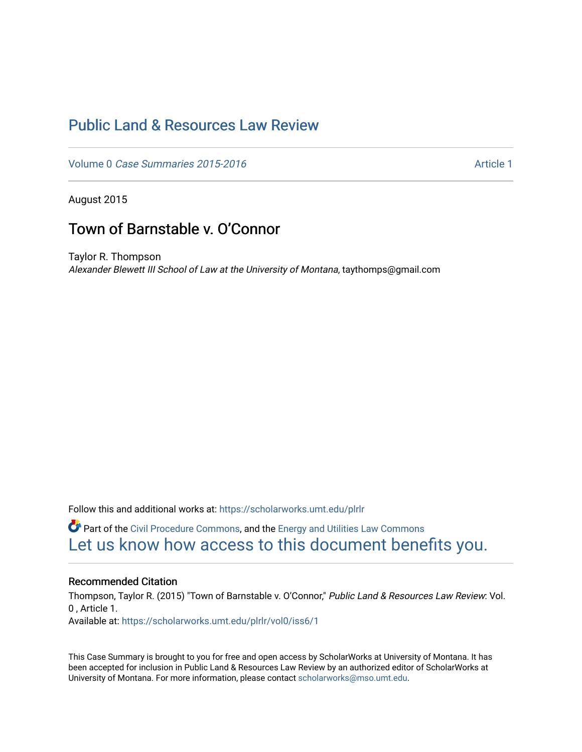# Public Land & Resources Law Review

Volume 0 *Case Summaries 2015-2016* Article 1

August 2015

## Town of Barnstable v. O'Connor

Taylor R. Thompson
*Alexander Blewett III School of Law at the University of Montana*, taythomps@gmail.com

Follow this and additional works at: https://scholarworks.umt.edu/plrlr

Part of the Civil Procedure Commons, and the Energy and Utilities Law Commons
Let us know how access to this document benefits you.

### Recommended Citation

Thompson, Taylor R. (2015) "Town of Barnstable v. O'Connor," *Public Land & Resources Law Review*: Vol. 0 , Article 1.
Available at: https://scholarworks.umt.edu/plrlr/vol0/iss6/1

This Case Summary is brought to you for free and open access by ScholarWorks at University of Montana. It has been accepted for inclusion in Public Land & Resources Law Review by an authorized editor of ScholarWorks at University of Montana. For more information, please contact scholarworks@mso.umt.edu.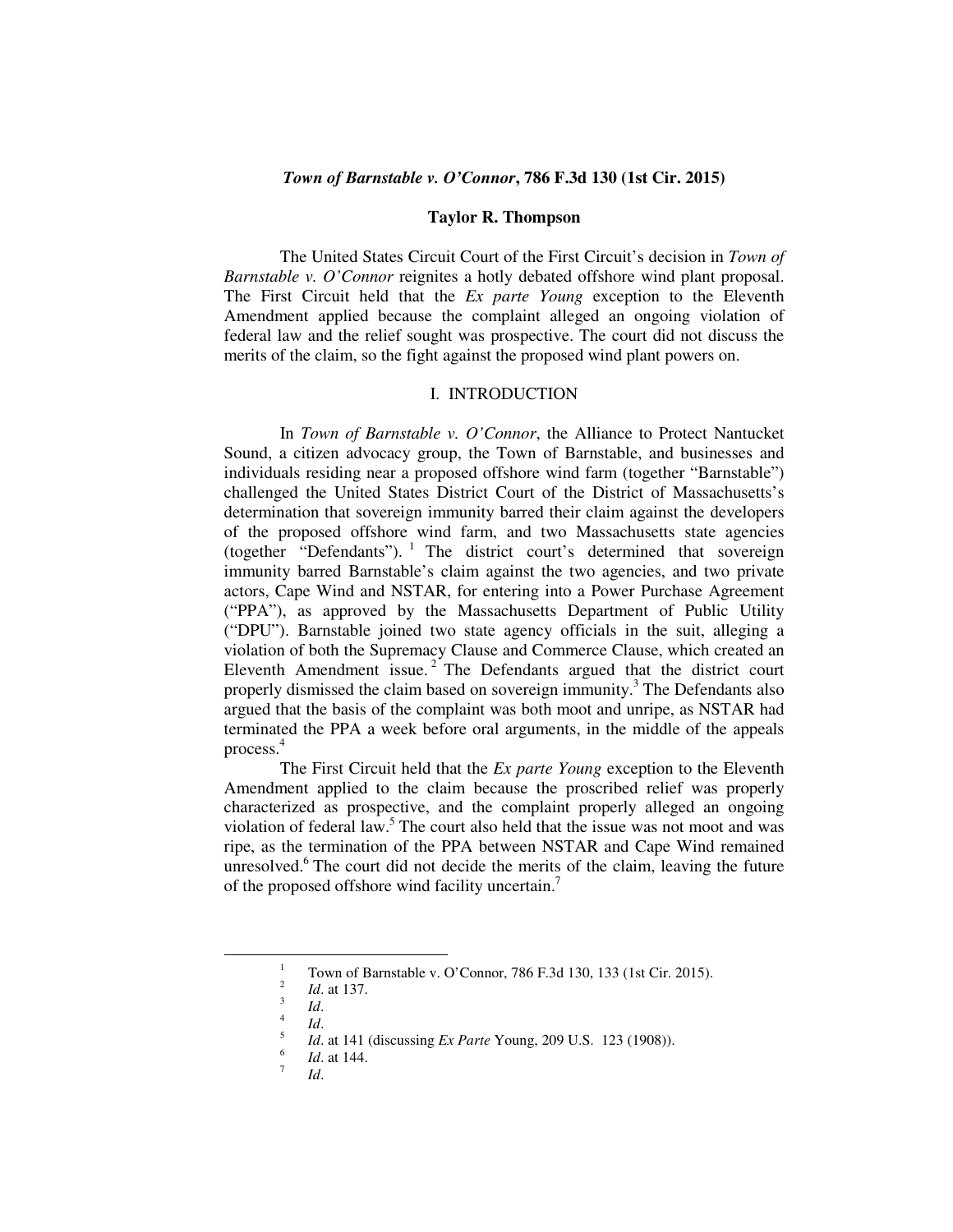**_Town of Barnstable v. O'Connor_, 786 F.3d 130 (1st Cir. 2015)**

**Taylor R. Thompson**

The United States Circuit Court of the First Circuit's decision in *Town of Barnstable v. O'Connor* reignites a hotly debated offshore wind plant proposal. The First Circuit held that the *Ex parte Young* exception to the Eleventh Amendment applied because the complaint alleged an ongoing violation of federal law and the relief sought was prospective. The court did not discuss the merits of the claim, so the fight against the proposed wind plant powers on.

## I. INTRODUCTION

In *Town of Barnstable v. O'Connor*, the Alliance to Protect Nantucket Sound, a citizen advocacy group, the Town of Barnstable, and businesses and individuals residing near a proposed offshore wind farm (together "Barnstable") challenged the United States District Court of the District of Massachusetts's determination that sovereign immunity barred their claim against the developers of the proposed offshore wind farm, and two Massachusetts state agencies (together "Defendants").[1] The district court's determined that sovereign immunity barred Barnstable's claim against the two agencies, and two private actors, Cape Wind and NSTAR, for entering into a Power Purchase Agreement ("PPA"), as approved by the Massachusetts Department of Public Utility ("DPU"). Barnstable joined two state agency officials in the suit, alleging a violation of both the Supremacy Clause and Commerce Clause, which created an Eleventh Amendment issue.[2] The Defendants argued that the district court properly dismissed the claim based on sovereign immunity.[3] The Defendants also argued that the basis of the complaint was both moot and unripe, as NSTAR had terminated the PPA a week before oral arguments, in the middle of the appeals process.[4]

The First Circuit held that the *Ex parte Young* exception to the Eleventh Amendment applied to the claim because the proscribed relief was properly characterized as prospective, and the complaint properly alleged an ongoing violation of federal law.[5] The court also held that the issue was not moot and was ripe, as the termination of the PPA between NSTAR and Cape Wind remained unresolved.[6] The court did not decide the merits of the claim, leaving the future of the proposed offshore wind facility uncertain.[7]

---

[1] Town of Barnstable v. O'Connor, 786 F.3d 130, 133 (1st Cir. 2015).

[2] *Id*. at 137.

[3] *Id*.

[4] *Id*.

[5] *Id*. at 141 (discussing *Ex Parte* Young, 209 U.S. 123 (1908)).

[6] *Id*. at 144.

[7] *Id*.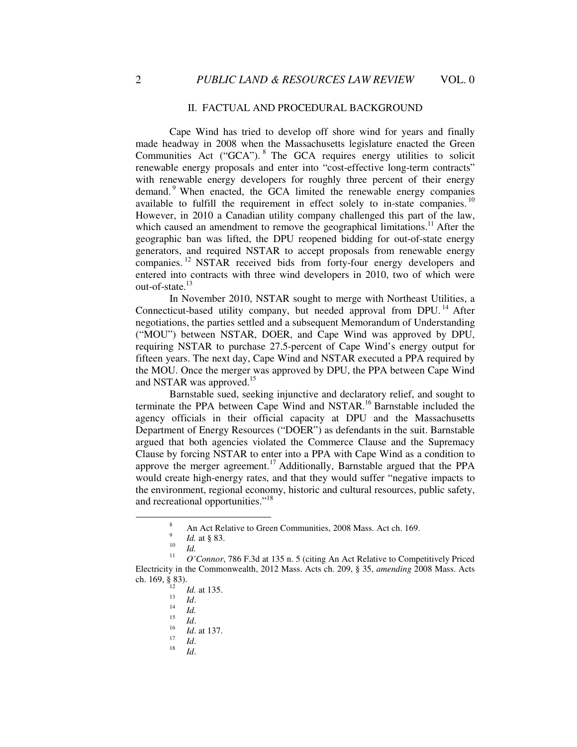## II. FACTUAL AND PROCEDURAL BACKGROUND

Cape Wind has tried to develop off shore wind for years and finally made headway in 2008 when the Massachusetts legislature enacted the Green Communities Act ("GCA").[8] The GCA requires energy utilities to solicit renewable energy proposals and enter into "cost-effective long-term contracts" with renewable energy developers for roughly three percent of their energy demand.[9] When enacted, the GCA limited the renewable energy companies available to fulfill the requirement in effect solely to in-state companies.[10] However, in 2010 a Canadian utility company challenged this part of the law, which caused an amendment to remove the geographical limitations.[11] After the geographic ban was lifted, the DPU reopened bidding for out-of-state energy generators, and required NSTAR to accept proposals from renewable energy companies.[12] NSTAR received bids from forty-four energy developers and entered into contracts with three wind developers in 2010, two of which were out-of-state.[13]

In November 2010, NSTAR sought to merge with Northeast Utilities, a Connecticut-based utility company, but needed approval from DPU.[14] After negotiations, the parties settled and a subsequent Memorandum of Understanding ("MOU") between NSTAR, DOER, and Cape Wind was approved by DPU, requiring NSTAR to purchase 27.5-percent of Cape Wind's energy output for fifteen years. The next day, Cape Wind and NSTAR executed a PPA required by the MOU. Once the merger was approved by DPU, the PPA between Cape Wind and NSTAR was approved.[15]

Barnstable sued, seeking injunctive and declaratory relief, and sought to terminate the PPA between Cape Wind and NSTAR.[16] Barnstable included the agency officials in their official capacity at DPU and the Massachusetts Department of Energy Resources ("DOER") as defendants in the suit. Barnstable argued that both agencies violated the Commerce Clause and the Supremacy Clause by forcing NSTAR to enter into a PPA with Cape Wind as a condition to approve the merger agreement.[17] Additionally, Barnstable argued that the PPA would create high-energy rates, and that they would suffer "negative impacts to the environment, regional economy, historic and cultural resources, public safety, and recreational opportunities."[18]

---

[8] An Act Relative to Green Communities, 2008 Mass. Act ch. 169.

[9] *Id.* at § 83.

[10] *Id.*

[11] *O'Connor*, 786 F.3d at 135 n. 5 (citing An Act Relative to Competitively Priced Electricity in the Commonwealth, 2012 Mass. Acts ch. 209, § 35, *amending* 2008 Mass. Acts ch. 169, § 83).

[12] *Id.* at 135.

[13] *Id*.

[14] *Id.*

[15] *Id*.

[16] *Id*. at 137.

[17] *Id*.

[18] *Id*.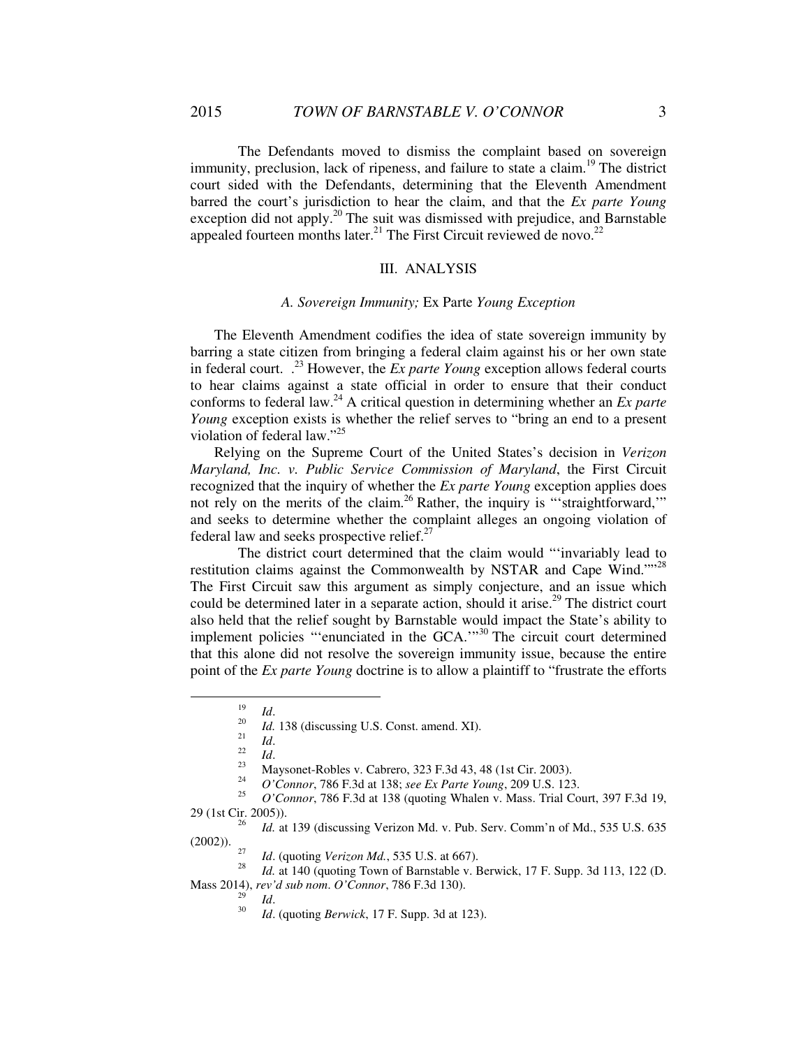The Defendants moved to dismiss the complaint based on sovereign immunity, preclusion, lack of ripeness, and failure to state a claim.[19] The district court sided with the Defendants, determining that the Eleventh Amendment barred the court's jurisdiction to hear the claim, and that the *Ex parte Young* exception did not apply.[20] The suit was dismissed with prejudice, and Barnstable appealed fourteen months later.[21] The First Circuit reviewed de novo.[22]

## III. ANALYSIS

### *A. Sovereign Immunity;* Ex Parte *Young Exception*

The Eleventh Amendment codifies the idea of state sovereign immunity by barring a state citizen from bringing a federal claim against his or her own state in federal court. .[23] However, the *Ex parte Young* exception allows federal courts to hear claims against a state official in order to ensure that their conduct conforms to federal law.[24] A critical question in determining whether an *Ex parte Young* exception exists is whether the relief serves to "bring an end to a present violation of federal law."[25]

Relying on the Supreme Court of the United States's decision in *Verizon Maryland, Inc. v. Public Service Commission of Maryland*, the First Circuit recognized that the inquiry of whether the *Ex parte Young* exception applies does not rely on the merits of the claim.[26] Rather, the inquiry is "'straightforward,'" and seeks to determine whether the complaint alleges an ongoing violation of federal law and seeks prospective relief.[27]

The district court determined that the claim would "'invariably lead to restitution claims against the Commonwealth by NSTAR and Cape Wind.'"[28] The First Circuit saw this argument as simply conjecture, and an issue which could be determined later in a separate action, should it arise.[29] The district court also held that the relief sought by Barnstable would impact the State's ability to implement policies "'enunciated in the GCA.'"[30] The circuit court determined that this alone did not resolve the sovereign immunity issue, because the entire point of the *Ex parte Young* doctrine is to allow a plaintiff to "frustrate the efforts

---

[19] *Id*.

[20] *Id.* 138 (discussing U.S. Const. amend. XI).

[21] *Id*.

[22] *Id*.

[23] Maysonet-Robles v. Cabrero, 323 F.3d 43, 48 (1st Cir. 2003).

[24] *O'Connor*, 786 F.3d at 138; *see Ex Parte Young*, 209 U.S. 123.

[25] *O'Connor*, 786 F.3d at 138 (quoting Whalen v. Mass. Trial Court, 397 F.3d 19, 29 (1st Cir. 2005)).

[26] *Id.* at 139 (discussing Verizon Md. v. Pub. Serv. Comm'n of Md., 535 U.S. 635 (2002)).

[27] *Id*. (quoting *Verizon Md.*, 535 U.S. at 667).

[28] *Id.* at 140 (quoting Town of Barnstable v. Berwick, 17 F. Supp. 3d 113, 122 (D. Mass 2014), *rev'd sub nom*. *O'Connor*, 786 F.3d 130).

[29] *Id*.

[30] *Id*. (quoting *Berwick*, 17 F. Supp. 3d at 123).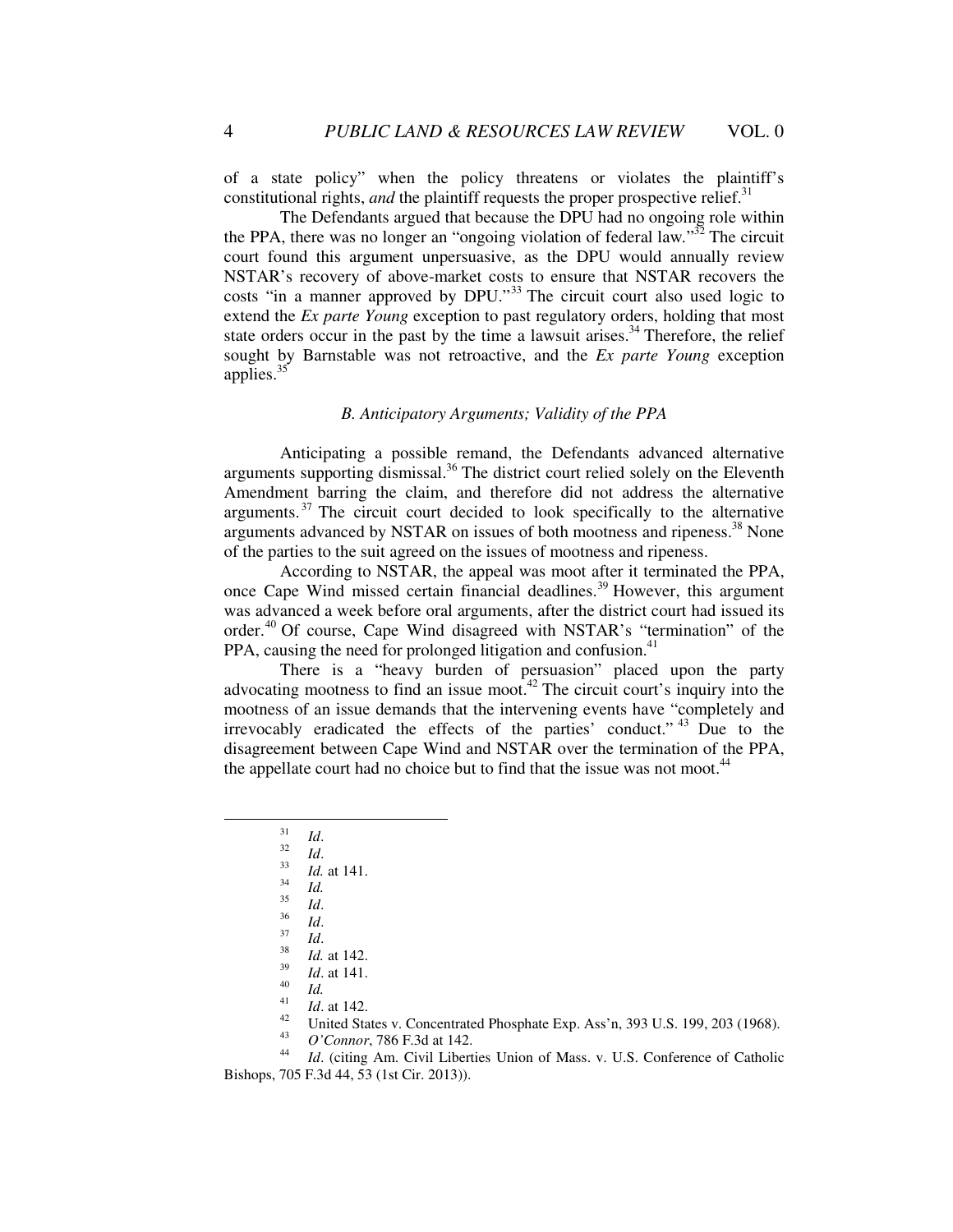of a state policy" when the policy threatens or violates the plaintiff's constitutional rights, *and* the plaintiff requests the proper prospective relief.[31]

The Defendants argued that because the DPU had no ongoing role within the PPA, there was no longer an "ongoing violation of federal law."[32] The circuit court found this argument unpersuasive, as the DPU would annually review NSTAR's recovery of above-market costs to ensure that NSTAR recovers the costs "in a manner approved by DPU."[33] The circuit court also used logic to extend the *Ex parte Young* exception to past regulatory orders, holding that most state orders occur in the past by the time a lawsuit arises.[34] Therefore, the relief sought by Barnstable was not retroactive, and the *Ex parte Young* exception applies.[35]

### *B. Anticipatory Arguments; Validity of the PPA*

Anticipating a possible remand, the Defendants advanced alternative arguments supporting dismissal.[36] The district court relied solely on the Eleventh Amendment barring the claim, and therefore did not address the alternative arguments.[37] The circuit court decided to look specifically to the alternative arguments advanced by NSTAR on issues of both mootness and ripeness.[38] None of the parties to the suit agreed on the issues of mootness and ripeness.

According to NSTAR, the appeal was moot after it terminated the PPA, once Cape Wind missed certain financial deadlines.[39] However, this argument was advanced a week before oral arguments, after the district court had issued its order.[40] Of course, Cape Wind disagreed with NSTAR's "termination" of the PPA, causing the need for prolonged litigation and confusion.[41]

There is a "heavy burden of persuasion" placed upon the party advocating mootness to find an issue moot.[42] The circuit court's inquiry into the mootness of an issue demands that the intervening events have "completely and irrevocably eradicated the effects of the parties' conduct."[43] Due to the disagreement between Cape Wind and NSTAR over the termination of the PPA, the appellate court had no choice but to find that the issue was not moot.[44]

---

[31] *Id*.
[32] *Id*.
[33] *Id.* at 141.
[34] *Id.*
[35] *Id*.
[36] *Id*.
[37] *Id*.
[38] *Id.* at 142.
[39] *Id*. at 141.
[40] *Id.*
[41] *Id*. at 142.
[42] United States v. Concentrated Phosphate Exp. Ass'n, 393 U.S. 199, 203 (1968).
[43] *O'Connor*, 786 F.3d at 142.
[44] *Id*. (citing Am. Civil Liberties Union of Mass. v. U.S. Conference of Catholic Bishops, 705 F.3d 44, 53 (1st Cir. 2013)).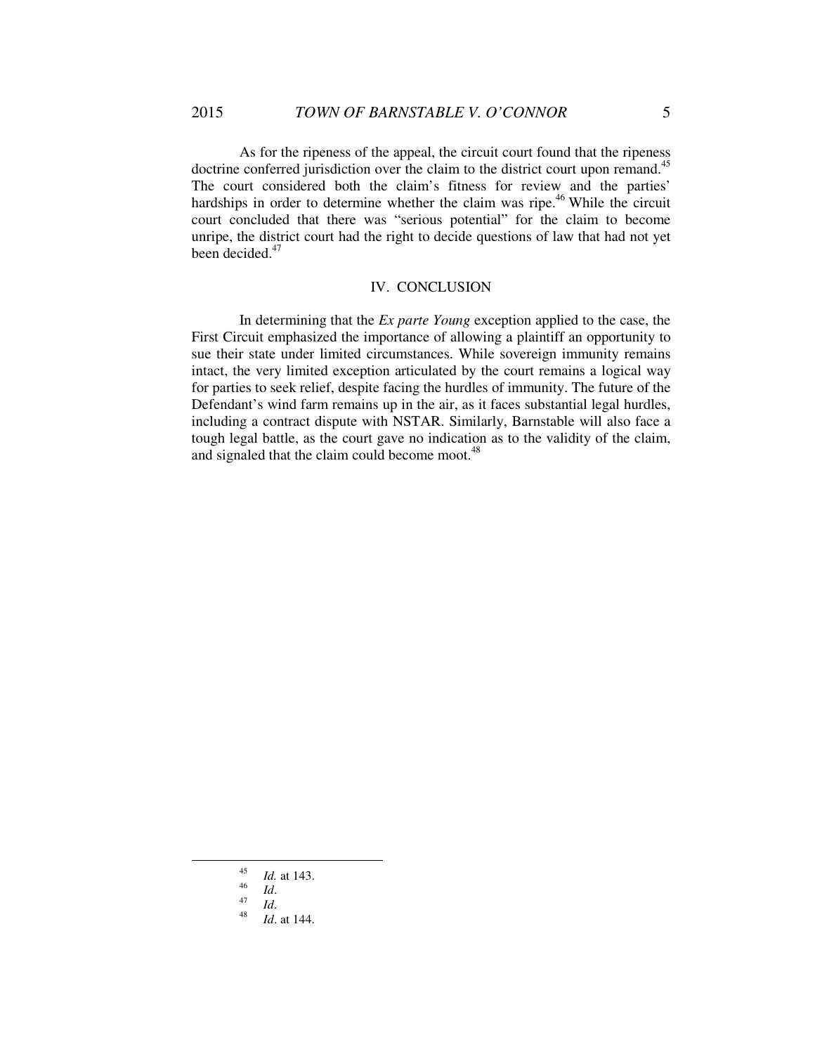As for the ripeness of the appeal, the circuit court found that the ripeness doctrine conferred jurisdiction over the claim to the district court upon remand.[45] The court considered both the claim's fitness for review and the parties' hardships in order to determine whether the claim was ripe.[46] While the circuit court concluded that there was "serious potential" for the claim to become unripe, the district court had the right to decide questions of law that had not yet been decided.[47]

## IV. CONCLUSION

In determining that the *Ex parte Young* exception applied to the case, the First Circuit emphasized the importance of allowing a plaintiff an opportunity to sue their state under limited circumstances. While sovereign immunity remains intact, the very limited exception articulated by the court remains a logical way for parties to seek relief, despite facing the hurdles of immunity. The future of the Defendant's wind farm remains up in the air, as it faces substantial legal hurdles, including a contract dispute with NSTAR. Similarly, Barnstable will also face a tough legal battle, as the court gave no indication as to the validity of the claim, and signaled that the claim could become moot.[48]

---

[45] *Id.* at 143.

[46] *Id*.

[47] *Id*.

[48] *Id*. at 144.